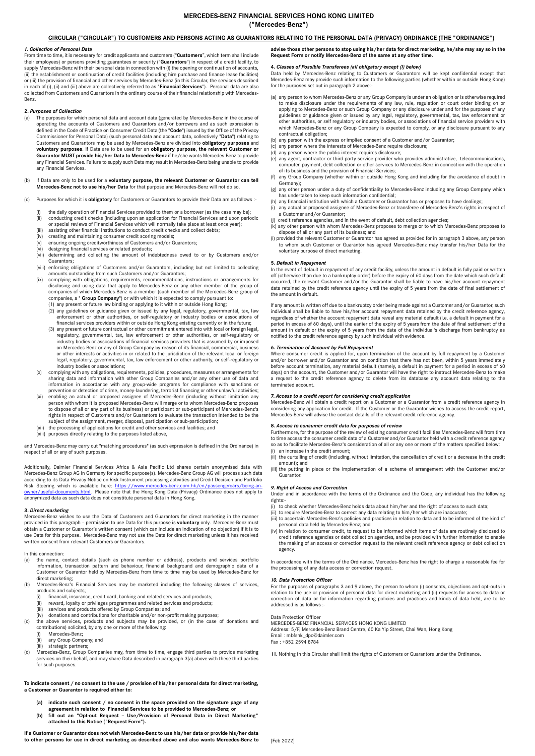# MERCEDES-BENZ FINANCIAL SERVICES HONG KONG LIMITED
## ("Mercedes-Benz")

## CIRCULAR ("CIRCULAR") TO CUSTOMERS AND PERSONS ACTING AS GUARANTORS RELATING TO THE PERSONAL DATA (PRIVACY) ORDINANCE (THE "ORDINANCE")

### *1. Collection of Personal Data*

From time to time, it is necessary for credit applicants and customers ("**Customers**", which term shall include their employees) or persons providing guarantees or security ("**Guarantors**") in respect of a credit facility, to supply Mercedes-Benz with their personal data in connection with (i) the opening or continuation of accounts, (ii) the establishment or continuation of credit facilities (including hire purchase and finance lease facilities) or (iii) the provision of financial and other services by Mercedes-Benz (in this Circular, the services described in each of (i), (ii) and (iii) above are collectively referred to as "**Financial Services**"). Personal data are also collected from Customers and Guarantors in the ordinary course of their financial relationship with Mercedes-Benz.

### **2.** *Purposes of Collection*

(a) The purposes for which personal data and account data (generated by Mercedes-Benz in the course of operating the accounts of Customers and Guarantors and/or borrowers and as such expression is defined in the Code of Practice on Consumer Credit Data (the "**Code**") issued by the Office of the Privacy Commissioner for Personal Data) (such personal data and account data, collectively "**Data**") relating to Customers and Guarantors may be used by Mercedes-Benz are divided into **obligatory purposes** and **voluntary purposes**. If Data are to be used for an **obligatory purpose**, **the relevant Customer or Guarantor MUST provide his/her Data to Mercedes-Benz** if he/she wants Mercedes-Benz to provide any Financial Services. Failure to supply such Data may result in Mercedes-Benz being unable to provide any Financial Services.

(b) If Data are only to be used for a **voluntary purpose, the relevant Customer or Guarantor can tell Mercedes-Benz not to use his/her Data** for that purpose and Mercedes-Benz will not do so.

(c) Purposes for which it is **obligatory** for Customers or Guarantors to provide their Data are as follows :-

(i) the daily operation of Financial Services provided to them or a borrower (as the case may be);
(ii) conducting credit checks (including upon an application for Financial Services and upon periodic or special reviews of Financial Services which will normally take place at least once year);
(iii) assisting other financial institutions to conduct credit checks and collect debts;
(iv) creating and maintaining consumer credit scoring models;
(v) ensuring ongoing creditworthiness of Customers and/or Guarantors;
(vi) designing financial services or related products;
(vii) determining and collecting the amount of indebtedness owed to or by Customers and/or Guarantors;
(viii) enforcing obligations of Customers and/or Guarantors, including but not limited to collecting amounts outstanding from such Customers and/or Guarantors;
(ix) complying with obligations, requirements, recommendations, instructions or arrangements for disclosing and using data that apply to Mercedes-Benz or any other member of the group of companies of which Mercedes-Benz is a member (such member of the Mercedes-Benz group of companies, a " **Group Company**") or with which it is expected to comply pursuant to:
   (1) any present or future law binding or applying to it within or outside Hong Kong;
   (2) any guidelines or guidance given or issued by any legal, regulatory, governmental, tax, law enforcement or other authorities, or self-regulatory or industry bodies or associations of financial services providers within or outside Hong Kong existing currently or in the future;
   (3) any present or future contractual or other commitment entered into with local or foreign legal, regulatory, governmental, tax, law enforcement or other authorities, or self-regulatory or industry bodies or associations of financial services providers that is assumed by or imposed on Mercedes-Benz or any of Group Company by reason of its financial, commercial, business or other interests or activities in or related to the jurisdiction of the relevant local or foreign legal, regulatory, governmental, tax, law enforcement or other authority, or self-regulatory or industry bodies or associations;
(x) complying with any obligations, requirements, policies, procedures, measures or arrangements for sharing data and information with other Group Companies and/or any other use of data and information in accordance with any group-wide programs for compliance with sanctions or prevention or detection of crime, money-laundering, terrorist financing or other unlawful activities;
(xi) enabling an actual or proposed assignee of Mercedes-Benz (including without limitation any person with whom it is proposed Mercedes-Benz will merge or to whom Mercedes-Benz proposes to dispose of all or any part of its business) or participant or sub-participant of Mercedes-Benz's rights in respect of Customers and/or Guarantors to evaluate the transaction intended to be the subject of the assignment, merger, disposal, participation or sub-participation;
(xii) the processing of applications for credit and other services and facilities; and
(xiii) purposes directly relating to the purposes listed above,

and Mercedes-Benz may carry out "matching procedures" (such expression is defined in the Ordinance) in respect of all or any of such purposes.

Additionally, Daimler Financial Services Africa & Asia Pacific Ltd shares certain anonymised data with Mercedes-Benz Group AG in Germany for specific purpose(s). Mercedes-Benz Group AG will process such data according to its Data Privacy Notice on Risk Instrument processing activities and Credit Decision and Portfolio Risk Steering which is available here: https://www.mercedes-benz.com.hk/en/passengercars/being-an-owner/useful-documents.html. Please note that the Hong Kong Data (Privacy) Ordinance does not apply to anonymized data as such data does not constitute personal data in Hong Kong.

### **3.** *Direct marketing*

Mercedes-Benz wishes to use the Data of Customers and Guarantors for direct marketing in the manner provided in this paragraph – permission to use Data for this purpose is **voluntary** only. Mercedes-Benz must obtain a Customer or Guarantor's written consent (which can include an indication of no objection) if it is to use Data for this purpose. Mercedes-Benz may not use the Data for direct marketing unless it has received written consent from relevant Customers or Guarantors.

In this connection:

(a) the name, contact details (such as phone number or address), products and services portfolio information, transaction pattern and behaviour, financial background and demographic data of a Customer or Guarantor held by Mercedes-Benz from time to time may be used by Mercedes-Benz for direct marketing;
(b) Mercedes-Benz's Financial Services may be marketed including the following classes of services, products and subjects;
   (i) financial, insurance, credit card, banking and related services and products;
   (ii) reward, loyalty or privileges programmes and related services and products;
   (iii) services and products offered by Group Companies; and
   (iv) donations and contributions for charitable and/or non-profit making purposes;
(c) the above services, products and subjects may be provided, or (in the case of donations and contributions) solicited, by any one or more of the following:
   (i) Mercedes-Benz;
   (ii) any Group Company; and
   (iii) strategic partners;
(d) Mercedes-Benz, Group Companies may, from time to time, engage third parties to provide marketing services on their behalf, and may share Data described in paragraph 3(a) above with these third parties for such purposes.

**To indicate consent / no consent to the use / provision of his/her personal data for direct marketing, a Customer or Guarantor is required either to:**

**(a) indicate such consent / no consent in the space provided on the signature page of any agreement in relation to Financial Services to be provided to Mercedes-Benz; or**
**(b) fill out an "Opt-out Request – Use/Provision of Personal Data in Direct Marketing" attached to this Notice ("Request Form").**

**If a Customer or Guarantor does not wish Mercedes-Benz to use his/her data or provide his/her data to other persons for use in direct marketing as described above and also wants Mercedes-Benz to advise those other persons to stop using his/her data for direct marketing, he/she may say so in the Request Form or notify Mercedes-Benz of the same at any other time.**

### **4.** *Classes of Possible Transferees (all obligatory except (l) below)*

Data held by Mercedes-Benz relating to Customers or Guarantors will be kept confidential except that Mercedes-Benz may provide such information to the following parties (whether within or outside Hong Kong) for the purposes set out in paragraph 2 above:-

(a) any person to whom Mercedes-Benz or any Group Company is under an obligation or is otherwise required to make disclosure under the requirements of any law, rule, regulation or court order binding on or applying to Mercedes-Benz or such Group Company or any disclosure under and for the purposes of any guidelines or guidance given or issued by any legal, regulatory, governmental, tax, law enforcement or other authorities, or self regulatory or industry bodies, or associations of financial service providers with which Mercedes-Benz or any Group Company is expected to comply, or any disclosure pursuant to any contractual obligation;
(b) any person with the express or implied consent of a Customer and/or Guarantor;
(c) any person where the interests of Mercedes-Benz require disclosure;
(d) any person where the public interest requires disclosure;
(e) any agent, contractor or third party service provider who provides administrative, telecommunications, computer, payment, debt collection or other services to Mercedes-Benz in connection with the operation of its business and the provision of Financial Services;
(f) any Group Company (whether within or outside Hong Kong and including for the avoidance of doubt in Germany);
(g) any other person under a duty of confidentiality to Mercedes-Benz including any Group Company which has undertaken to keep such information confidential;
(h) any financial institution with which a Customer or Guarantor has or proposes to have dealings;
(i) any actual or proposed assignee of Mercedes-Benz or transferee of Mercedes-Benz's rights in respect of a Customer and/or Guarantor;
(j) credit reference agencies, and in the event of default, debt collection agencies;
(k) any other person with whom Mercedes-Benz proposes to merge or to which Mercedes-Benz proposes to dispose of all or any part of its business; and
(l) provided the relevant Customer or Guarantor has agreed as provided for in paragraph 3 above, any person to whom such Customer or Guarantor has agreed Mercedes-Benz may transfer his/her Data for the voluntary purpose of direct marketing.

### **5.** *Default in Repayment*

In the event of default in repayment of any credit facility, unless the amount in default is fully paid or written off (otherwise than due to a bankruptcy order) before the expiry of 60 days from the date which such default occurred, the relevant Customer and/or the Guarantor shall be liable to have his/her account repayment data retained by the credit reference agency until the expiry of 5 years from the date of final settlement of the amount in default.

If any amount is written off due to a bankruptcy order being made against a Customer and/or Guarantor, such individual shall be liable to have his/her account repayment data retained by the credit reference agency, regardless of whether the account repayment data reveal any material default (i.e. a default in payment for a period in excess of 60 days), until the earlier of the expiry of 5 years from the date of final settlement of the amount in default or the expiry of 5 years from the date of the individual's discharge from bankruptcy as notified to the credit reference agency by such individual with evidence.

### **6.** *Termination of Account by Full Repayment*

Where consumer credit is applied for, upon termination of the account by full repayment by a Customer and/or borrower and/or Guarantor and on condition that there has not been, within 5 years immediately before account termination, any material default (namely, a default in payment for a period in excess of 60 days) on the account, the Customer and/or Guarantor will have the right to instruct Mercedes-Benz to make a request to the credit reference agency to delete from its database any account data relating to the terminated account.

### *7. Access to a credit report for considering credit application*

Mercedes-Benz will obtain a credit report on a Customer or a Guarantor from a credit reference agency in considering any application for credit. If the Customer or the Guarantor wishes to access the credit report, Mercedes-Benz will advise the contact details of the relevant credit reference agency.

### **8.** *Access to consumer credit data for purposes of review*

Furthermore, for the purpose of the review of existing consumer credit facilities Mercedes-Benz will from time to time access the consumer credit data of a Customer and/or Guarantor held with a credit reference agency so as to facilitate Mercedes-Benz's consideration of all or any one or more of the matters specified below:

(i) an increase in the credit amount;
(ii) the curtailing of credit (including, without limitation, the cancellation of credit or a decrease in the credit amount); and
(iii) the putting in place or the implementation of a scheme of arrangement with the Customer and/or Guarantor.

### *9. Right of Access and Correction*

Under and in accordance with the terms of the Ordinance and the Code, any individual has the following rights:-

(i) to check whether Mercedes-Benz holds data about him/her and the right of access to such data;
(ii) to require Mercedes-Benz to correct any data relating to him/her which are inaccurate;
(iii) to ascertain Mercedes-Benz's policies and practices in relation to data and to be informed of the kind of personal data held by Mercedes-Benz; and
(iv) in relation to consumer credit, to request to be informed which items of data are routinely disclosed to credit reference agencies or debt collection agencies, and be provided with further information to enable the making of an access or correction request to the relevant credit reference agency or debt collection agency.

In accordance with the terms of the Ordinance, Mercedes-Benz has the right to charge a reasonable fee for the processing of any data access or correction request.

### *10. Data Protection Officer*

For the purposes of paragraphs 3 and 9 above, the person to whom (i) consents, objections and opt-outs in relation to the use or provision of personal data for direct marketing and (ii) requests for access to data or correction of data or for information regarding policies and practices and kinds of data held, are to be addressed is as follows :-

Data Protection Officer
MERCEDES-BENZ FINANCIAL SERVICES HONG KONG LIMITED
Address: 5/F, Mercedes-Benz Brand Centre, 60 Ka Yip Street, Chai Wan, Hong Kong
Email : mbfshk_dpo@daimler.com
Fax : +852 2594 8784

**11.** Nothing in this Circular shall limit the rights of Customers or Guarantors under the Ordinance.

[Feb 2022]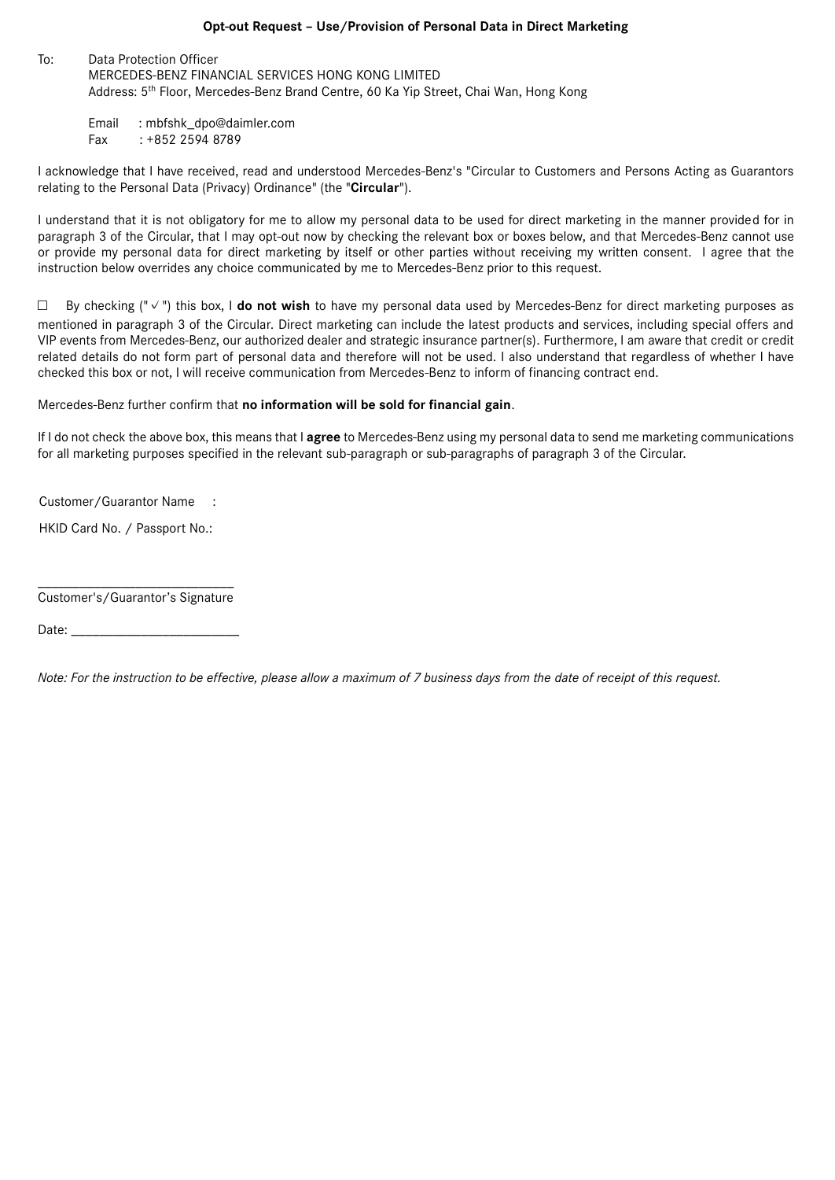**Opt-out Request – Use/Provision of Personal Data in Direct Marketing**

To: Data Protection Officer
MERCEDES-BENZ FINANCIAL SERVICES HONG KONG LIMITED
Address: 5th Floor, Mercedes-Benz Brand Centre, 60 Ka Yip Street, Chai Wan, Hong Kong

Email : mbfshk_dpo@daimler.com
Fax : +852 2594 8789

I acknowledge that I have received, read and understood Mercedes-Benz's "Circular to Customers and Persons Acting as Guarantors relating to the Personal Data (Privacy) Ordinance" (the "**Circular**").

I understand that it is not obligatory for me to allow my personal data to be used for direct marketing in the manner provided for in paragraph 3 of the Circular, that I may opt-out now by checking the relevant box or boxes below, and that Mercedes-Benz cannot use or provide my personal data for direct marketing by itself or other parties without receiving my written consent. I agree that the instruction below overrides any choice communicated by me to Mercedes-Benz prior to this request.

☐ By checking (" ✓ ") this box, I **do not wish** to have my personal data used by Mercedes-Benz for direct marketing purposes as mentioned in paragraph 3 of the Circular. Direct marketing can include the latest products and services, including special offers and VIP events from Mercedes-Benz, our authorized dealer and strategic insurance partner(s). Furthermore, I am aware that credit or credit related details do not form part of personal data and therefore will not be used. I also understand that regardless of whether I have checked this box or not, I will receive communication from Mercedes-Benz to inform of financing contract end.

Mercedes-Benz further confirm that **no information will be sold for financial gain**.

If I do not check the above box, this means that I **agree** to Mercedes-Benz using my personal data to send me marketing communications for all marketing purposes specified in the relevant sub-paragraph or sub-paragraphs of paragraph 3 of the Circular.

Customer/Guarantor Name :

HKID Card No. / Passport No.:

_____________________________
Customer's/Guarantor's Signature

Date: _________________________

*Note: For the instruction to be effective, please allow a maximum of 7 business days from the date of receipt of this request.*